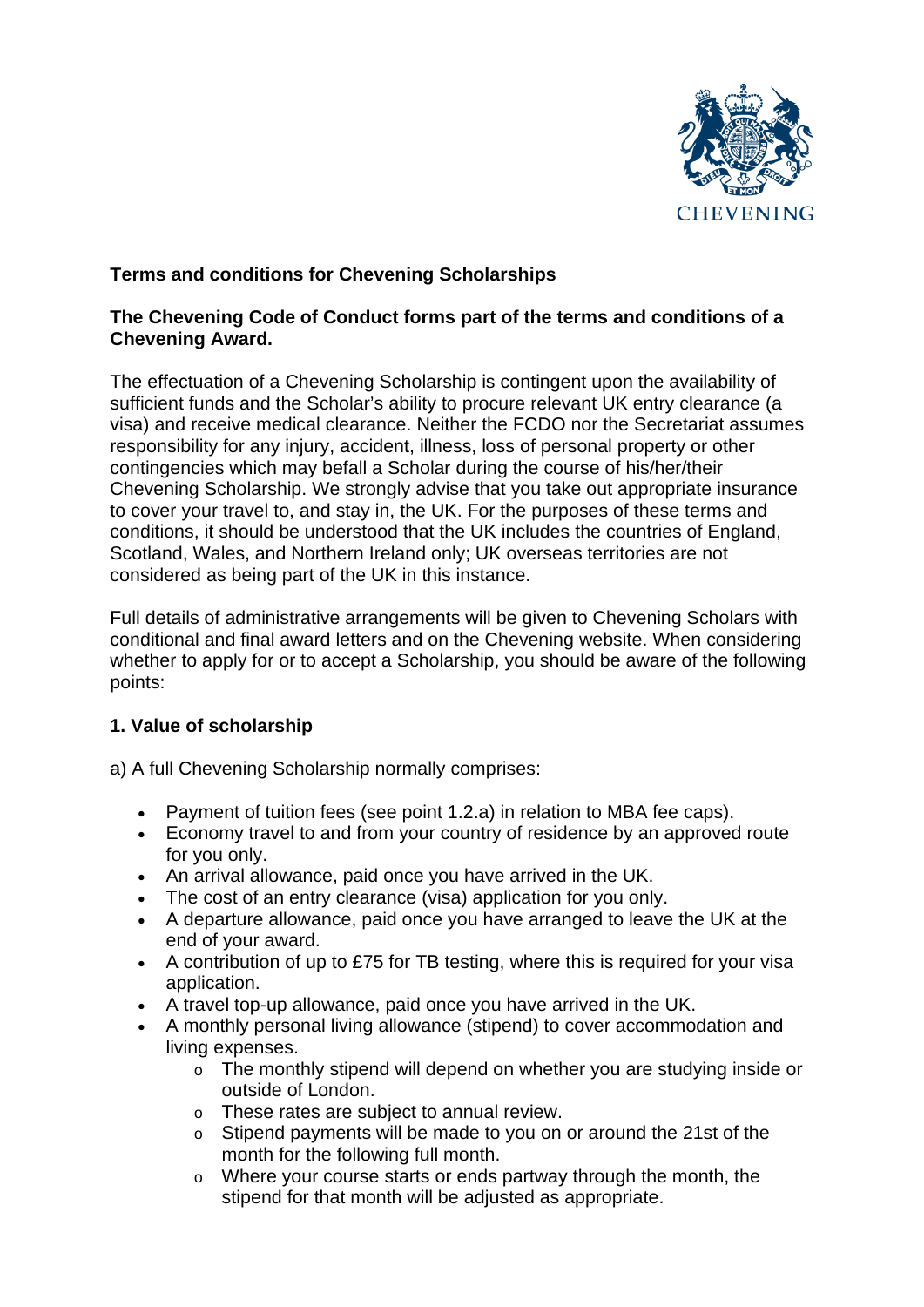CHEVENING

# Terms and conditions for Chevening Scholarships

**The Chevening Code of Conduct forms part of the terms and conditions of a Chevening Award.**

The effectuation of a Chevening Scholarship is contingent upon the availability of sufficient funds and the Scholar's ability to procure relevant UK entry clearance (a visa) and receive medical clearance. Neither the FCDO nor the Secretariat assumes responsibility for any injury, accident, illness, loss of personal property or other contingencies which may befall a Scholar during the course of his/her/their Chevening Scholarship. We strongly advise that you take out appropriate insurance to cover your travel to, and stay in, the UK. For the purposes of these terms and conditions, it should be understood that the UK includes the countries of England, Scotland, Wales, and Northern Ireland only; UK overseas territories are not considered as being part of the UK in this instance.

Full details of administrative arrangements will be given to Chevening Scholars with conditional and final award letters and on the Chevening website. When considering whether to apply for or to accept a Scholarship, you should be aware of the following points:

## 1. Value of scholarship

a) A full Chevening Scholarship normally comprises:

- Payment of tuition fees (see point 1.2.a) in relation to MBA fee caps).
- Economy travel to and from your country of residence by an approved route for you only.
- An arrival allowance, paid once you have arrived in the UK.
- The cost of an entry clearance (visa) application for you only.
- A departure allowance, paid once you have arranged to leave the UK at the end of your award.
- A contribution of up to £75 for TB testing, where this is required for your visa application.
- A travel top-up allowance, paid once you have arrived in the UK.
- A monthly personal living allowance (stipend) to cover accommodation and living expenses.
  - The monthly stipend will depend on whether you are studying inside or outside of London.
  - These rates are subject to annual review.
  - Stipend payments will be made to you on or around the 21st of the month for the following full month.
  - Where your course starts or ends partway through the month, the stipend for that month will be adjusted as appropriate.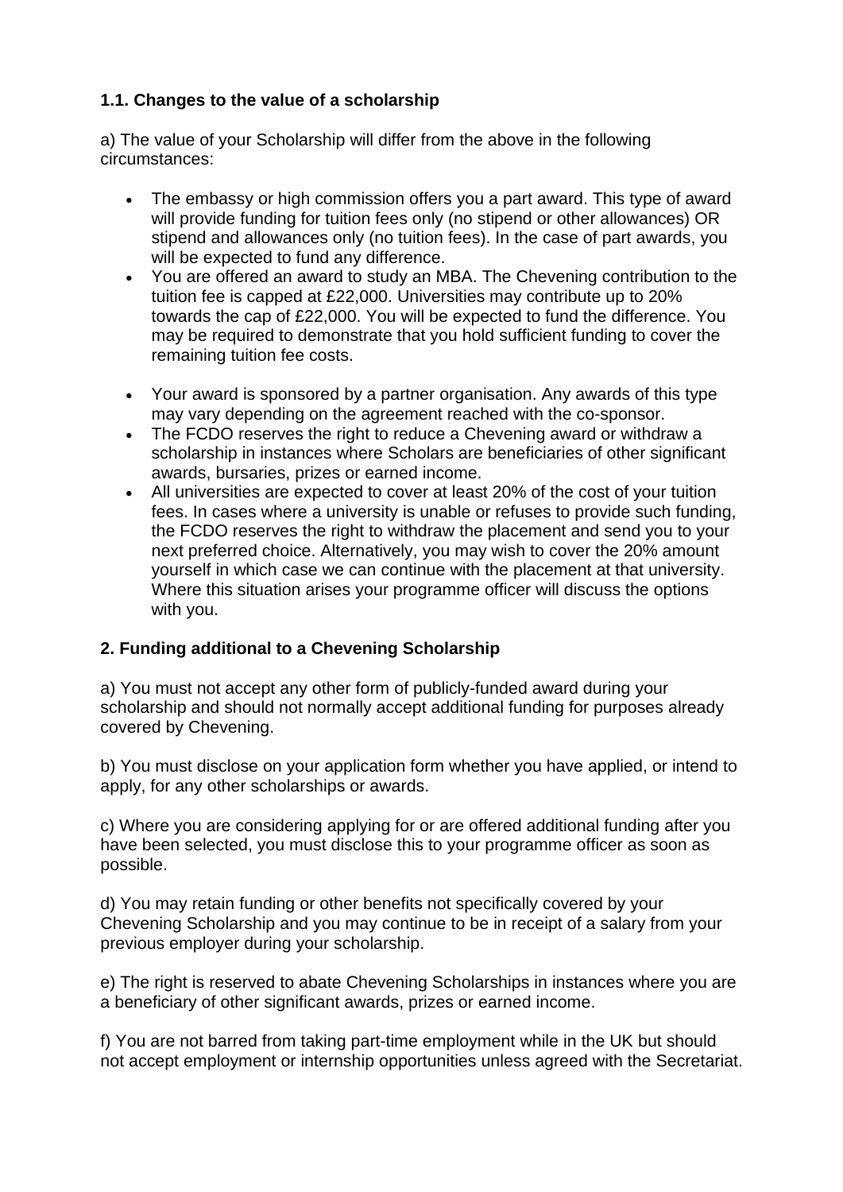**1.1. Changes to the value of a scholarship**

a) The value of your Scholarship will differ from the above in the following circumstances:

- The embassy or high commission offers you a part award. This type of award will provide funding for tuition fees only (no stipend or other allowances) OR stipend and allowances only (no tuition fees). In the case of part awards, you will be expected to fund any difference.
- You are offered an award to study an MBA. The Chevening contribution to the tuition fee is capped at £22,000. Universities may contribute up to 20% towards the cap of £22,000. You will be expected to fund the difference. You may be required to demonstrate that you hold sufficient funding to cover the remaining tuition fee costs.
- Your award is sponsored by a partner organisation. Any awards of this type may vary depending on the agreement reached with the co-sponsor.
- The FCDO reserves the right to reduce a Chevening award or withdraw a scholarship in instances where Scholars are beneficiaries of other significant awards, bursaries, prizes or earned income.
- All universities are expected to cover at least 20% of the cost of your tuition fees. In cases where a university is unable or refuses to provide such funding, the FCDO reserves the right to withdraw the placement and send you to your next preferred choice. Alternatively, you may wish to cover the 20% amount yourself in which case we can continue with the placement at that university. Where this situation arises your programme officer will discuss the options with you.

**2. Funding additional to a Chevening Scholarship**

a) You must not accept any other form of publicly-funded award during your scholarship and should not normally accept additional funding for purposes already covered by Chevening.

b) You must disclose on your application form whether you have applied, or intend to apply, for any other scholarships or awards.

c) Where you are considering applying for or are offered additional funding after you have been selected, you must disclose this to your programme officer as soon as possible.

d) You may retain funding or other benefits not specifically covered by your Chevening Scholarship and you may continue to be in receipt of a salary from your previous employer during your scholarship.

e) The right is reserved to abate Chevening Scholarships in instances where you are a beneficiary of other significant awards, prizes or earned income.

f) You are not barred from taking part-time employment while in the UK but should not accept employment or internship opportunities unless agreed with the Secretariat.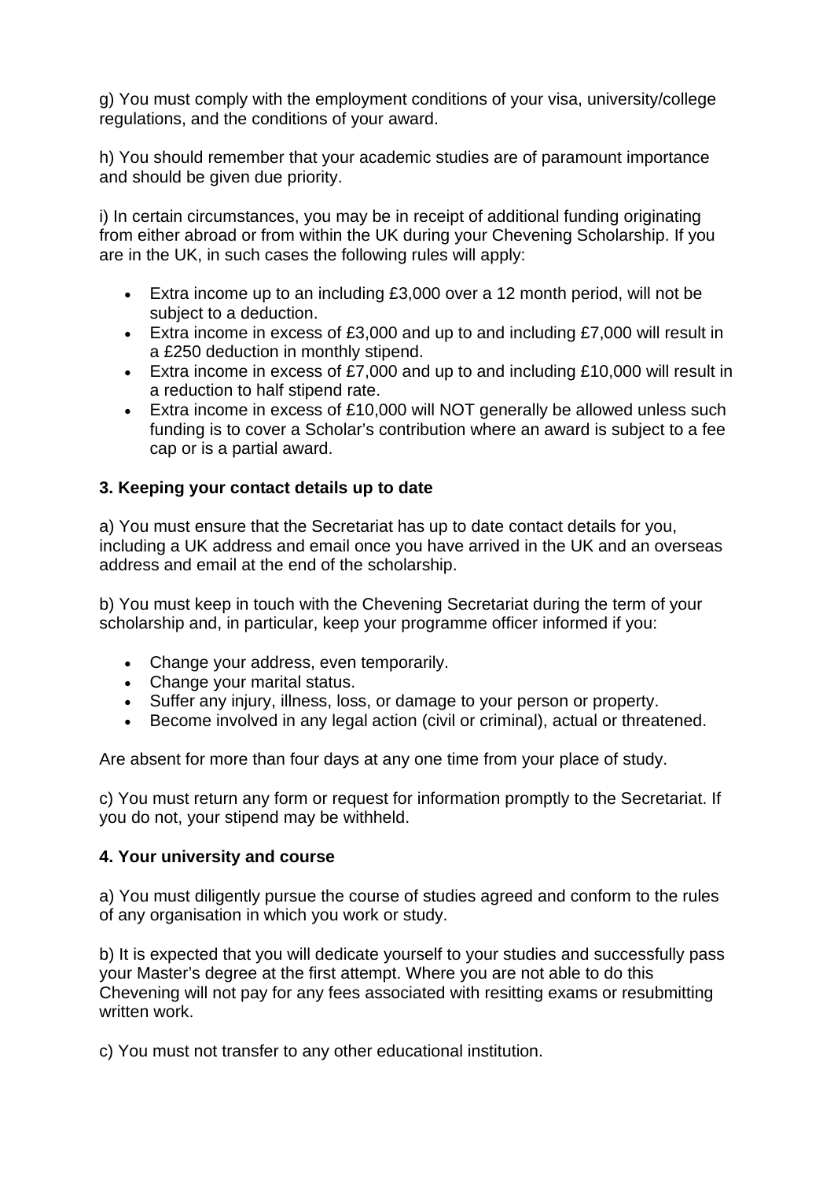g) You must comply with the employment conditions of your visa, university/college regulations, and the conditions of your award.

h) You should remember that your academic studies are of paramount importance and should be given due priority.

i) In certain circumstances, you may be in receipt of additional funding originating from either abroad or from within the UK during your Chevening Scholarship. If you are in the UK, in such cases the following rules will apply:

- Extra income up to an including £3,000 over a 12 month period, will not be subject to a deduction.
- Extra income in excess of £3,000 and up to and including £7,000 will result in a £250 deduction in monthly stipend.
- Extra income in excess of £7,000 and up to and including £10,000 will result in a reduction to half stipend rate.
- Extra income in excess of £10,000 will NOT generally be allowed unless such funding is to cover a Scholar's contribution where an award is subject to a fee cap or is a partial award.

**3. Keeping your contact details up to date**

a) You must ensure that the Secretariat has up to date contact details for you, including a UK address and email once you have arrived in the UK and an overseas address and email at the end of the scholarship.

b) You must keep in touch with the Chevening Secretariat during the term of your scholarship and, in particular, keep your programme officer informed if you:

- Change your address, even temporarily.
- Change your marital status.
- Suffer any injury, illness, loss, or damage to your person or property.
- Become involved in any legal action (civil or criminal), actual or threatened.

Are absent for more than four days at any one time from your place of study.

c) You must return any form or request for information promptly to the Secretariat. If you do not, your stipend may be withheld.

**4. Your university and course**

a) You must diligently pursue the course of studies agreed and conform to the rules of any organisation in which you work or study.

b) It is expected that you will dedicate yourself to your studies and successfully pass your Master's degree at the first attempt. Where you are not able to do this Chevening will not pay for any fees associated with resitting exams or resubmitting written work.

c) You must not transfer to any other educational institution.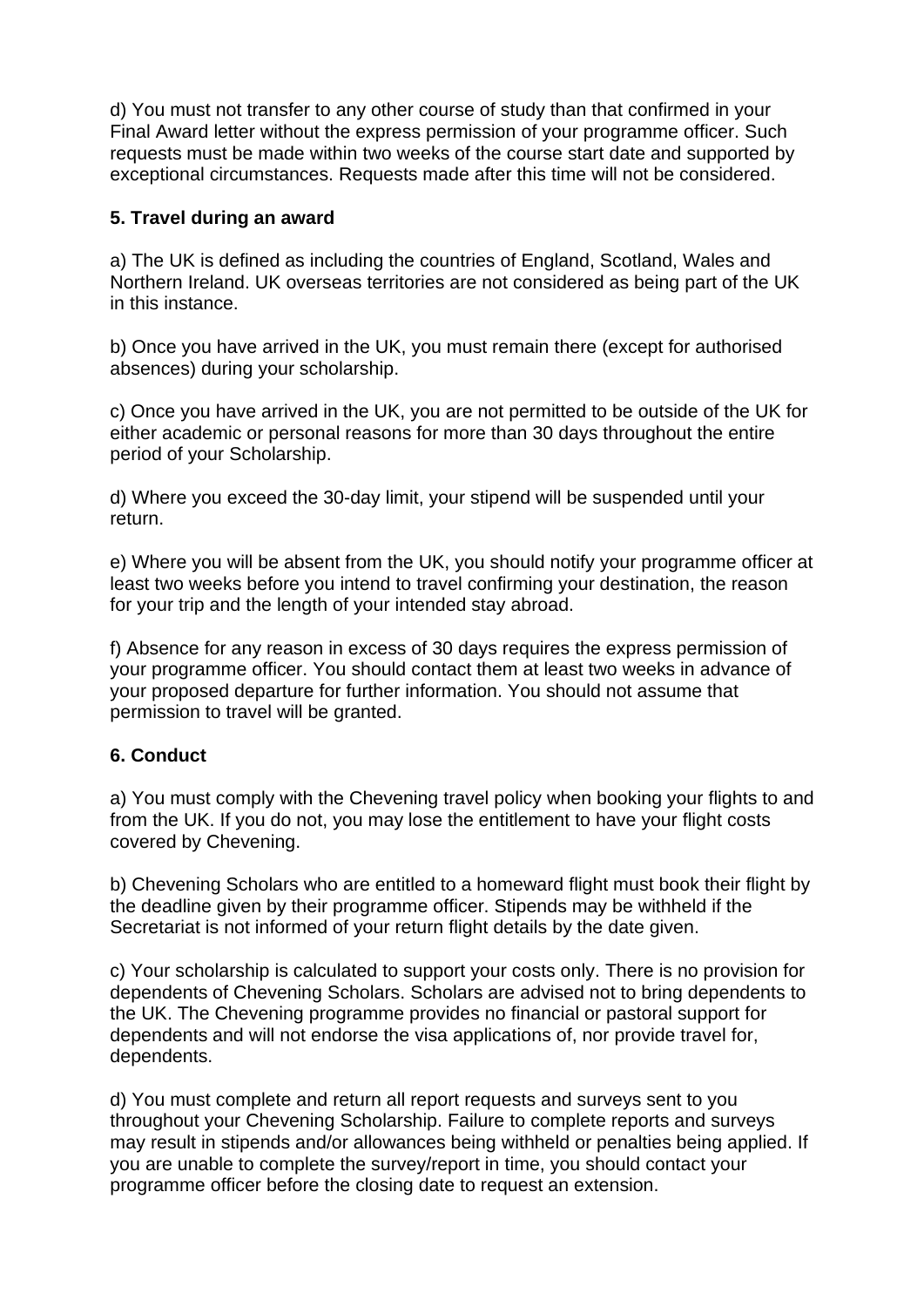d) You must not transfer to any other course of study than that confirmed in your Final Award letter without the express permission of your programme officer. Such requests must be made within two weeks of the course start date and supported by exceptional circumstances. Requests made after this time will not be considered.

### 5. Travel during an award

a) The UK is defined as including the countries of England, Scotland, Wales and Northern Ireland. UK overseas territories are not considered as being part of the UK in this instance.

b) Once you have arrived in the UK, you must remain there (except for authorised absences) during your scholarship.

c) Once you have arrived in the UK, you are not permitted to be outside of the UK for either academic or personal reasons for more than 30 days throughout the entire period of your Scholarship.

d) Where you exceed the 30-day limit, your stipend will be suspended until your return.

e) Where you will be absent from the UK, you should notify your programme officer at least two weeks before you intend to travel confirming your destination, the reason for your trip and the length of your intended stay abroad.

f) Absence for any reason in excess of 30 days requires the express permission of your programme officer. You should contact them at least two weeks in advance of your proposed departure for further information. You should not assume that permission to travel will be granted.

### 6. Conduct

a) You must comply with the Chevening travel policy when booking your flights to and from the UK. If you do not, you may lose the entitlement to have your flight costs covered by Chevening.

b) Chevening Scholars who are entitled to a homeward flight must book their flight by the deadline given by their programme officer. Stipends may be withheld if the Secretariat is not informed of your return flight details by the date given.

c) Your scholarship is calculated to support your costs only. There is no provision for dependents of Chevening Scholars. Scholars are advised not to bring dependents to the UK. The Chevening programme provides no financial or pastoral support for dependents and will not endorse the visa applications of, nor provide travel for, dependents.

d) You must complete and return all report requests and surveys sent to you throughout your Chevening Scholarship. Failure to complete reports and surveys may result in stipends and/or allowances being withheld or penalties being applied. If you are unable to complete the survey/report in time, you should contact your programme officer before the closing date to request an extension.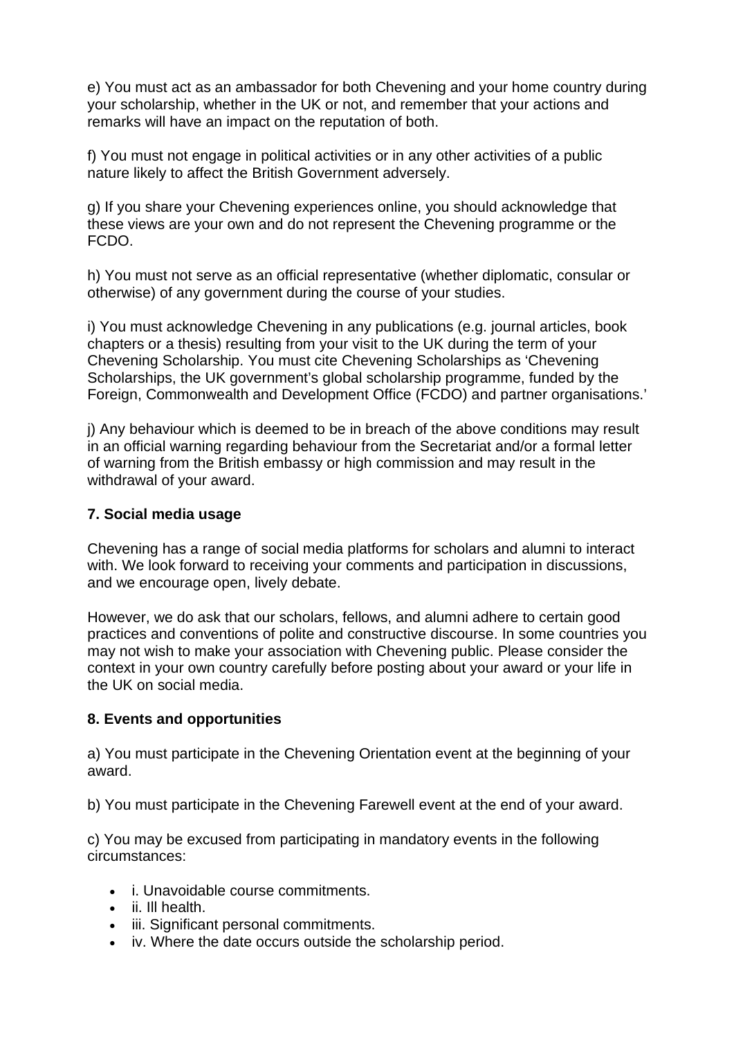e) You must act as an ambassador for both Chevening and your home country during your scholarship, whether in the UK or not, and remember that your actions and remarks will have an impact on the reputation of both.

f) You must not engage in political activities or in any other activities of a public nature likely to affect the British Government adversely.

g) If you share your Chevening experiences online, you should acknowledge that these views are your own and do not represent the Chevening programme or the FCDO.

h) You must not serve as an official representative (whether diplomatic, consular or otherwise) of any government during the course of your studies.

i) You must acknowledge Chevening in any publications (e.g. journal articles, book chapters or a thesis) resulting from your visit to the UK during the term of your Chevening Scholarship. You must cite Chevening Scholarships as 'Chevening Scholarships, the UK government's global scholarship programme, funded by the Foreign, Commonwealth and Development Office (FCDO) and partner organisations.'

j) Any behaviour which is deemed to be in breach of the above conditions may result in an official warning regarding behaviour from the Secretariat and/or a formal letter of warning from the British embassy or high commission and may result in the withdrawal of your award.

### 7. Social media usage

Chevening has a range of social media platforms for scholars and alumni to interact with. We look forward to receiving your comments and participation in discussions, and we encourage open, lively debate.

However, we do ask that our scholars, fellows, and alumni adhere to certain good practices and conventions of polite and constructive discourse. In some countries you may not wish to make your association with Chevening public. Please consider the context in your own country carefully before posting about your award or your life in the UK on social media.

### 8. Events and opportunities

a) You must participate in the Chevening Orientation event at the beginning of your award.

b) You must participate in the Chevening Farewell event at the end of your award.

c) You may be excused from participating in mandatory events in the following circumstances:

- i. Unavoidable course commitments.
- ii. Ill health.
- iii. Significant personal commitments.
- iv. Where the date occurs outside the scholarship period.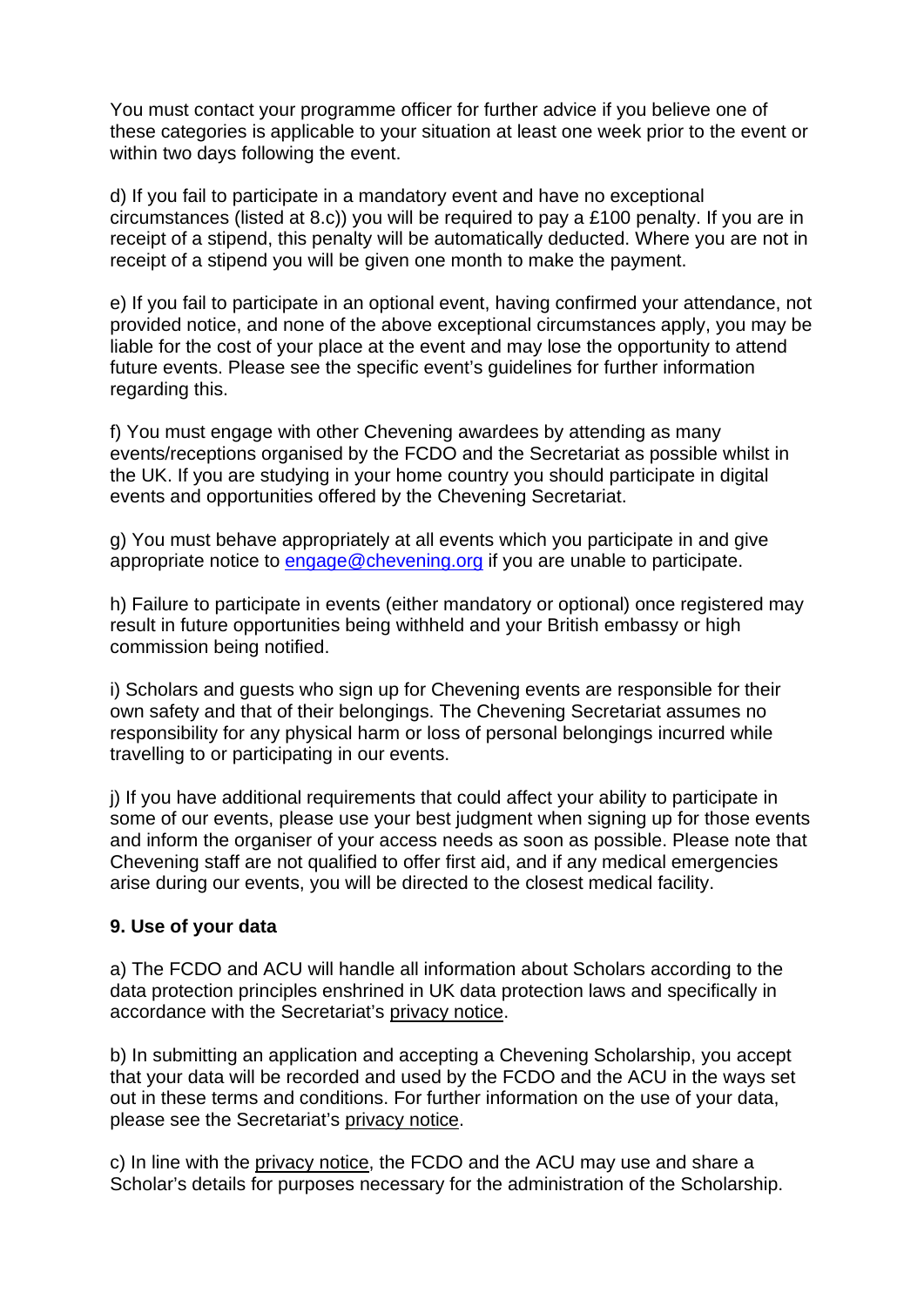You must contact your programme officer for further advice if you believe one of these categories is applicable to your situation at least one week prior to the event or within two days following the event.

d) If you fail to participate in a mandatory event and have no exceptional circumstances (listed at 8.c)) you will be required to pay a £100 penalty. If you are in receipt of a stipend, this penalty will be automatically deducted. Where you are not in receipt of a stipend you will be given one month to make the payment.

e) If you fail to participate in an optional event, having confirmed your attendance, not provided notice, and none of the above exceptional circumstances apply, you may be liable for the cost of your place at the event and may lose the opportunity to attend future events. Please see the specific event's guidelines for further information regarding this.

f) You must engage with other Chevening awardees by attending as many events/receptions organised by the FCDO and the Secretariat as possible whilst in the UK. If you are studying in your home country you should participate in digital events and opportunities offered by the Chevening Secretariat.

g) You must behave appropriately at all events which you participate in and give appropriate notice to engage@chevening.org if you are unable to participate.

h) Failure to participate in events (either mandatory or optional) once registered may result in future opportunities being withheld and your British embassy or high commission being notified.

i) Scholars and guests who sign up for Chevening events are responsible for their own safety and that of their belongings. The Chevening Secretariat assumes no responsibility for any physical harm or loss of personal belongings incurred while travelling to or participating in our events.

j) If you have additional requirements that could affect your ability to participate in some of our events, please use your best judgment when signing up for those events and inform the organiser of your access needs as soon as possible. Please note that Chevening staff are not qualified to offer first aid, and if any medical emergencies arise during our events, you will be directed to the closest medical facility.

**9. Use of your data**

a) The FCDO and ACU will handle all information about Scholars according to the data protection principles enshrined in UK data protection laws and specifically in accordance with the Secretariat's privacy notice.

b) In submitting an application and accepting a Chevening Scholarship, you accept that your data will be recorded and used by the FCDO and the ACU in the ways set out in these terms and conditions. For further information on the use of your data, please see the Secretariat's privacy notice.

c) In line with the privacy notice, the FCDO and the ACU may use and share a Scholar's details for purposes necessary for the administration of the Scholarship.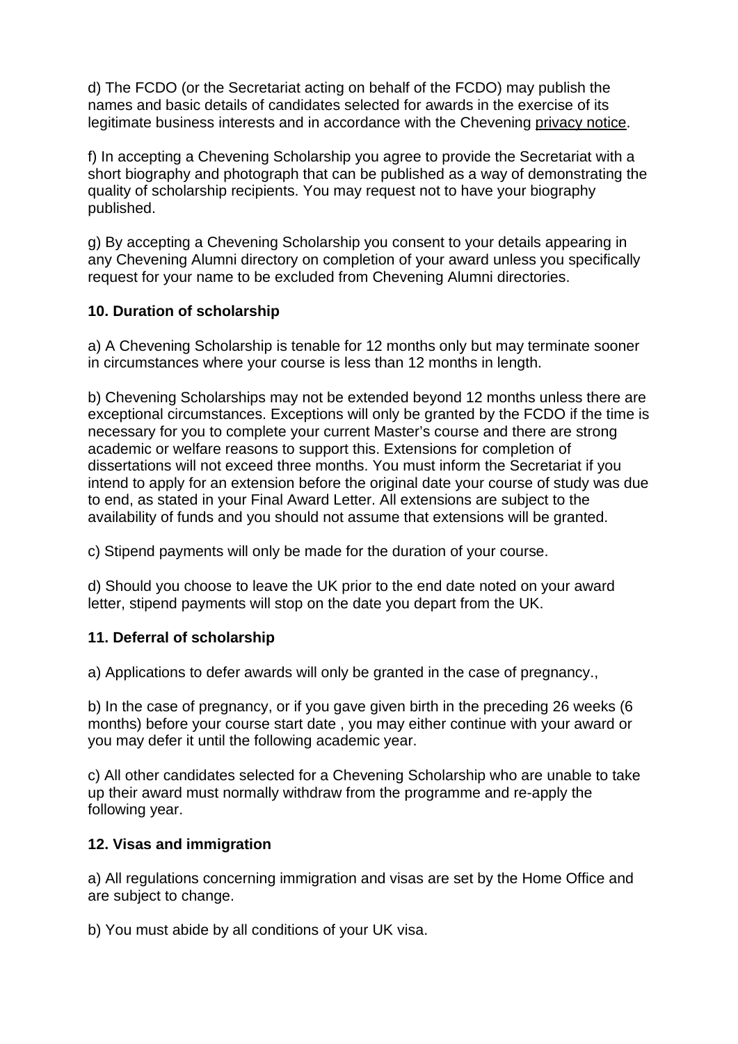d) The FCDO (or the Secretariat acting on behalf of the FCDO) may publish the names and basic details of candidates selected for awards in the exercise of its legitimate business interests and in accordance with the Chevening privacy notice.

f) In accepting a Chevening Scholarship you agree to provide the Secretariat with a short biography and photograph that can be published as a way of demonstrating the quality of scholarship recipients. You may request not to have your biography published.

g) By accepting a Chevening Scholarship you consent to your details appearing in any Chevening Alumni directory on completion of your award unless you specifically request for your name to be excluded from Chevening Alumni directories.

**10. Duration of scholarship**

a) A Chevening Scholarship is tenable for 12 months only but may terminate sooner in circumstances where your course is less than 12 months in length.

b) Chevening Scholarships may not be extended beyond 12 months unless there are exceptional circumstances. Exceptions will only be granted by the FCDO if the time is necessary for you to complete your current Master's course and there are strong academic or welfare reasons to support this. Extensions for completion of dissertations will not exceed three months. You must inform the Secretariat if you intend to apply for an extension before the original date your course of study was due to end, as stated in your Final Award Letter. All extensions are subject to the availability of funds and you should not assume that extensions will be granted.

c) Stipend payments will only be made for the duration of your course.

d) Should you choose to leave the UK prior to the end date noted on your award letter, stipend payments will stop on the date you depart from the UK.

**11. Deferral of scholarship**

a) Applications to defer awards will only be granted in the case of pregnancy.,

b) In the case of pregnancy, or if you gave given birth in the preceding 26 weeks (6 months) before your course start date , you may either continue with your award or you may defer it until the following academic year.

c) All other candidates selected for a Chevening Scholarship who are unable to take up their award must normally withdraw from the programme and re-apply the following year.

**12. Visas and immigration**

a) All regulations concerning immigration and visas are set by the Home Office and are subject to change.

b) You must abide by all conditions of your UK visa.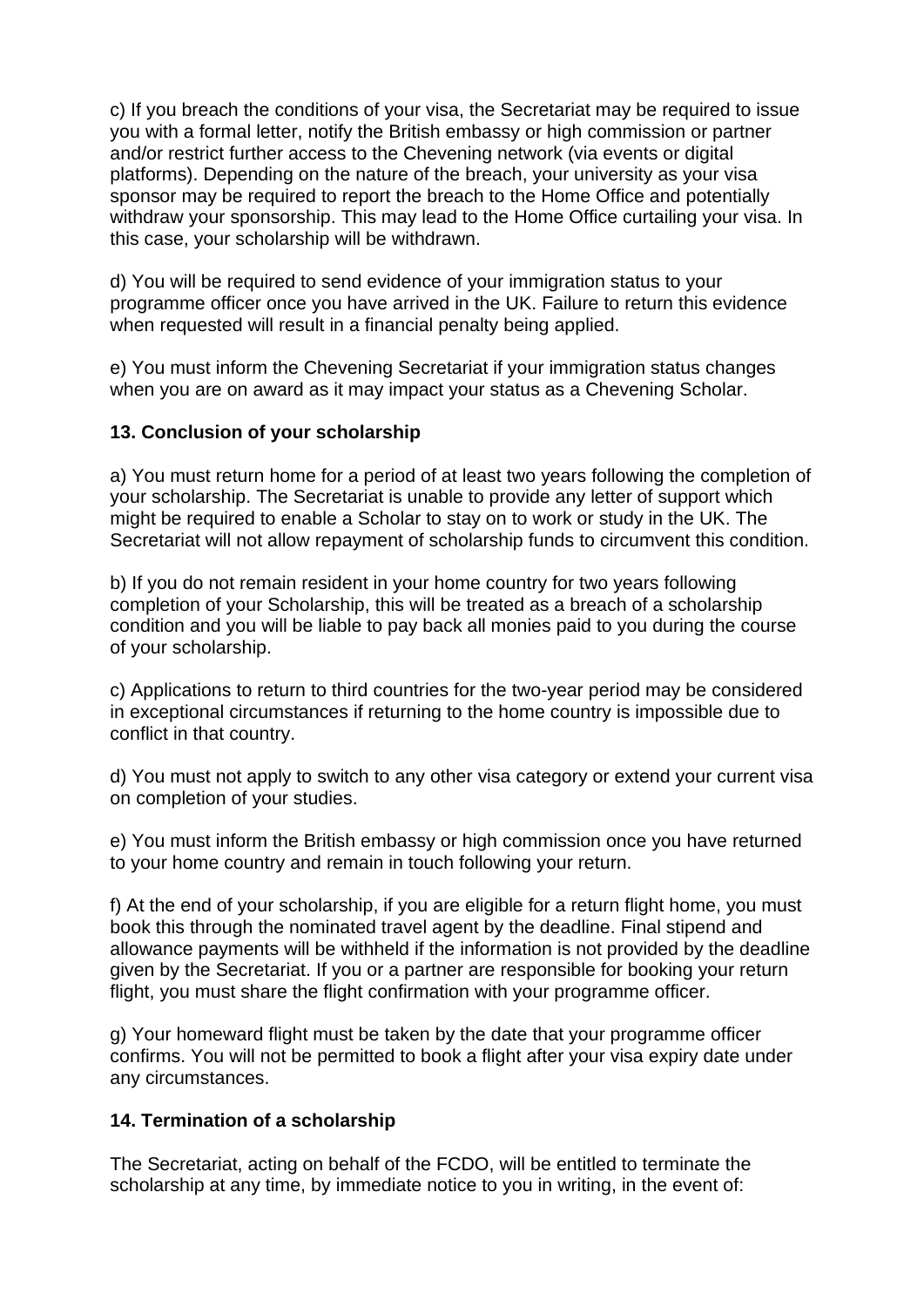c) If you breach the conditions of your visa, the Secretariat may be required to issue you with a formal letter, notify the British embassy or high commission or partner and/or restrict further access to the Chevening network (via events or digital platforms). Depending on the nature of the breach, your university as your visa sponsor may be required to report the breach to the Home Office and potentially withdraw your sponsorship. This may lead to the Home Office curtailing your visa. In this case, your scholarship will be withdrawn.

d) You will be required to send evidence of your immigration status to your programme officer once you have arrived in the UK. Failure to return this evidence when requested will result in a financial penalty being applied.

e) You must inform the Chevening Secretariat if your immigration status changes when you are on award as it may impact your status as a Chevening Scholar.

### 13. Conclusion of your scholarship

a) You must return home for a period of at least two years following the completion of your scholarship. The Secretariat is unable to provide any letter of support which might be required to enable a Scholar to stay on to work or study in the UK. The Secretariat will not allow repayment of scholarship funds to circumvent this condition.

b) If you do not remain resident in your home country for two years following completion of your Scholarship, this will be treated as a breach of a scholarship condition and you will be liable to pay back all monies paid to you during the course of your scholarship.

c) Applications to return to third countries for the two-year period may be considered in exceptional circumstances if returning to the home country is impossible due to conflict in that country.

d) You must not apply to switch to any other visa category or extend your current visa on completion of your studies.

e) You must inform the British embassy or high commission once you have returned to your home country and remain in touch following your return.

f) At the end of your scholarship, if you are eligible for a return flight home, you must book this through the nominated travel agent by the deadline. Final stipend and allowance payments will be withheld if the information is not provided by the deadline given by the Secretariat. If you or a partner are responsible for booking your return flight, you must share the flight confirmation with your programme officer.

g) Your homeward flight must be taken by the date that your programme officer confirms. You will not be permitted to book a flight after your visa expiry date under any circumstances.

### 14. Termination of a scholarship

The Secretariat, acting on behalf of the FCDO, will be entitled to terminate the scholarship at any time, by immediate notice to you in writing, in the event of: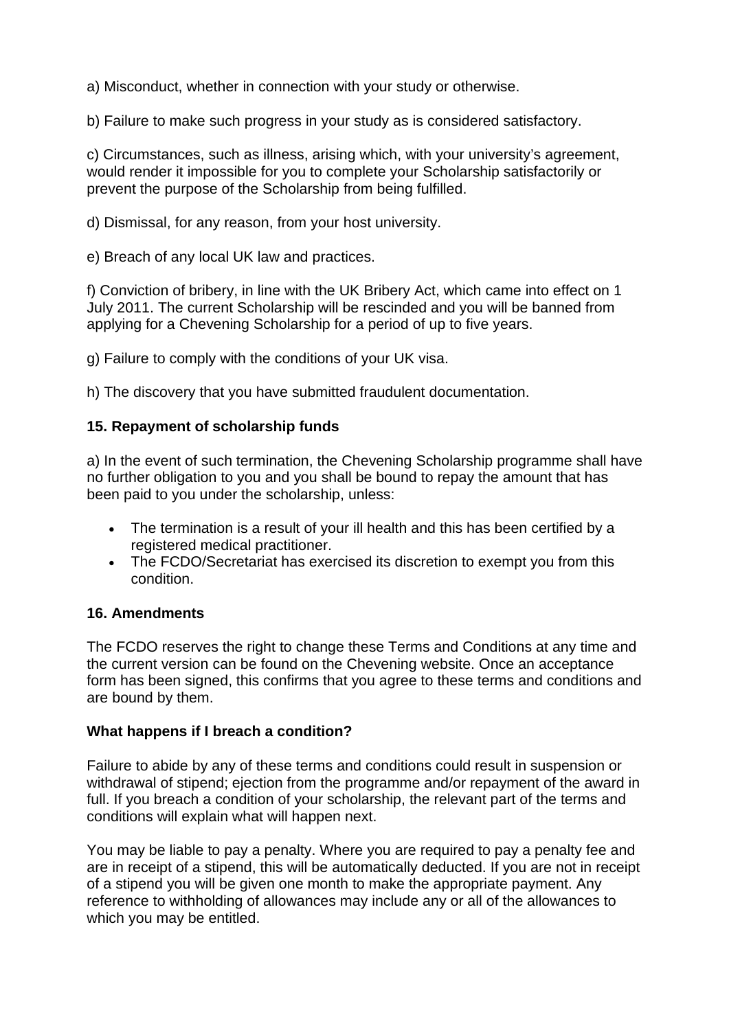a) Misconduct, whether in connection with your study or otherwise.

b) Failure to make such progress in your study as is considered satisfactory.

c) Circumstances, such as illness, arising which, with your university's agreement, would render it impossible for you to complete your Scholarship satisfactorily or prevent the purpose of the Scholarship from being fulfilled.

d) Dismissal, for any reason, from your host university.

e) Breach of any local UK law and practices.

f) Conviction of bribery, in line with the UK Bribery Act, which came into effect on 1 July 2011. The current Scholarship will be rescinded and you will be banned from applying for a Chevening Scholarship for a period of up to five years.

g) Failure to comply with the conditions of your UK visa.

h) The discovery that you have submitted fraudulent documentation.

### 15. Repayment of scholarship funds

a) In the event of such termination, the Chevening Scholarship programme shall have no further obligation to you and you shall be bound to repay the amount that has been paid to you under the scholarship, unless:

- The termination is a result of your ill health and this has been certified by a registered medical practitioner.
- The FCDO/Secretariat has exercised its discretion to exempt you from this condition.

### 16. Amendments

The FCDO reserves the right to change these Terms and Conditions at any time and the current version can be found on the Chevening website. Once an acceptance form has been signed, this confirms that you agree to these terms and conditions and are bound by them.

### What happens if I breach a condition?

Failure to abide by any of these terms and conditions could result in suspension or withdrawal of stipend; ejection from the programme and/or repayment of the award in full. If you breach a condition of your scholarship, the relevant part of the terms and conditions will explain what will happen next.

You may be liable to pay a penalty. Where you are required to pay a penalty fee and are in receipt of a stipend, this will be automatically deducted. If you are not in receipt of a stipend you will be given one month to make the appropriate payment. Any reference to withholding of allowances may include any or all of the allowances to which you may be entitled.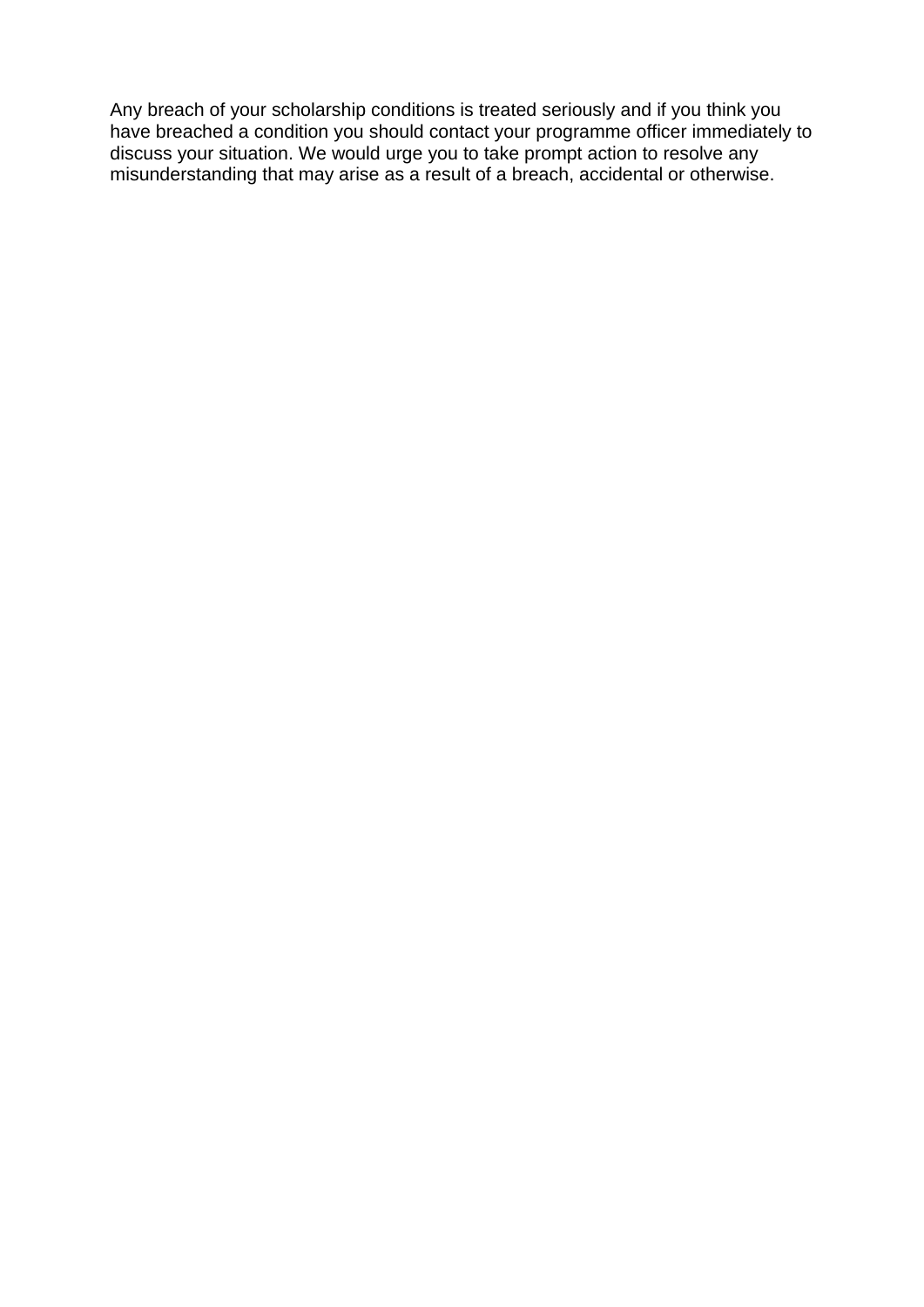Any breach of your scholarship conditions is treated seriously and if you think you have breached a condition you should contact your programme officer immediately to discuss your situation. We would urge you to take prompt action to resolve any misunderstanding that may arise as a result of a breach, accidental or otherwise.